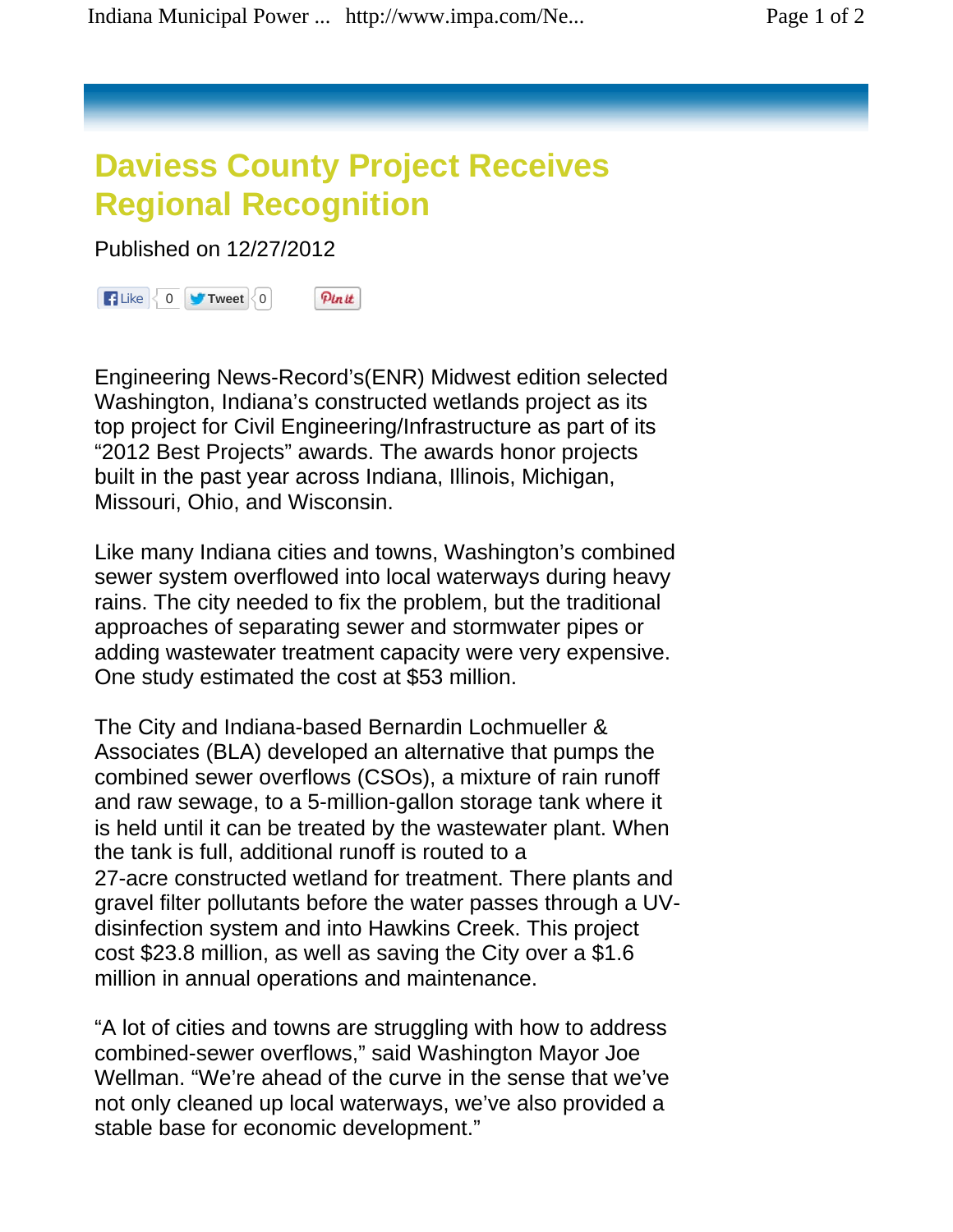# Daviess County Project Receives Regional Recognition

Published on 12/27/2012

Like 0 Tweet 0 Pin it

Engineering News-Record's(ENR) Midwest edition selected Washington, Indiana's constructed wetlands project as its top project for Civil Engineering/Infrastructure as part of its "2012 Best Projects" awards. The awards honor projects built in the past year across Indiana, Illinois, Michigan, Missouri, Ohio, and Wisconsin.

Like many Indiana cities and towns, Washington's combined sewer system overflowed into local waterways during heavy rains. The city needed to fix the problem, but the traditional approaches of separating sewer and stormwater pipes or adding wastewater treatment capacity were very expensive. One study estimated the cost at $53 million.

The City and Indiana-based Bernardin Lochmueller & Associates (BLA) developed an alternative that pumps the combined sewer overflows (CSOs), a mixture of rain runoff and raw sewage, to a 5-million-gallon storage tank where it is held until it can be treated by the wastewater plant. When the tank is full, additional runoff is routed to a 27-acre constructed wetland for treatment. There plants and gravel filter pollutants before the water passes through a UV-disinfection system and into Hawkins Creek. This project cost $23.8 million, as well as saving the City over a $1.6 million in annual operations and maintenance.

"A lot of cities and towns are struggling with how to address combined-sewer overflows," said Washington Mayor Joe Wellman. "We're ahead of the curve in the sense that we've not only cleaned up local waterways, we've also provided a stable base for economic development."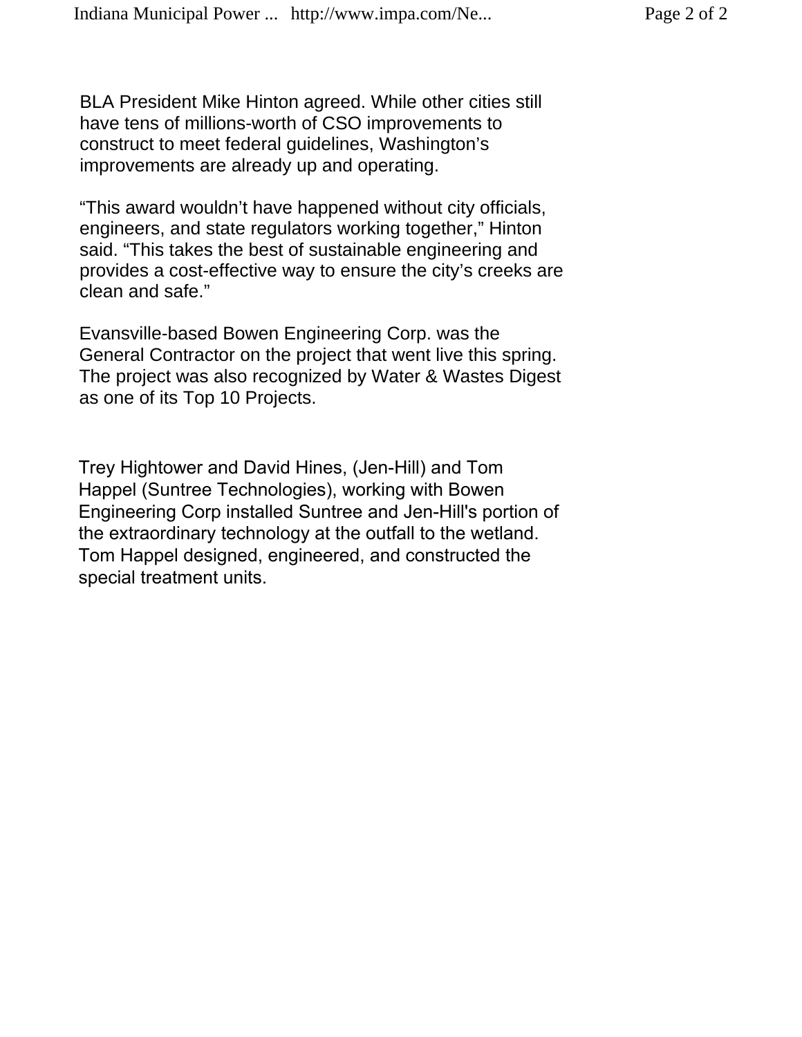BLA President Mike Hinton agreed. While other cities still have tens of millions-worth of CSO improvements to construct to meet federal guidelines, Washington's improvements are already up and operating.

"This award wouldn't have happened without city officials, engineers, and state regulators working together," Hinton said. "This takes the best of sustainable engineering and provides a cost-effective way to ensure the city's creeks are clean and safe."

Evansville-based Bowen Engineering Corp. was the General Contractor on the project that went live this spring. The project was also recognized by Water & Wastes Digest as one of its Top 10 Projects.

Trey Hightower and David Hines, (Jen-Hill) and Tom Happel (Suntree Technologies), working with Bowen Engineering Corp installed Suntree and Jen-Hill's portion of the extraordinary technology at the outfall to the wetland. Tom Happel designed, engineered, and constructed the special treatment units.